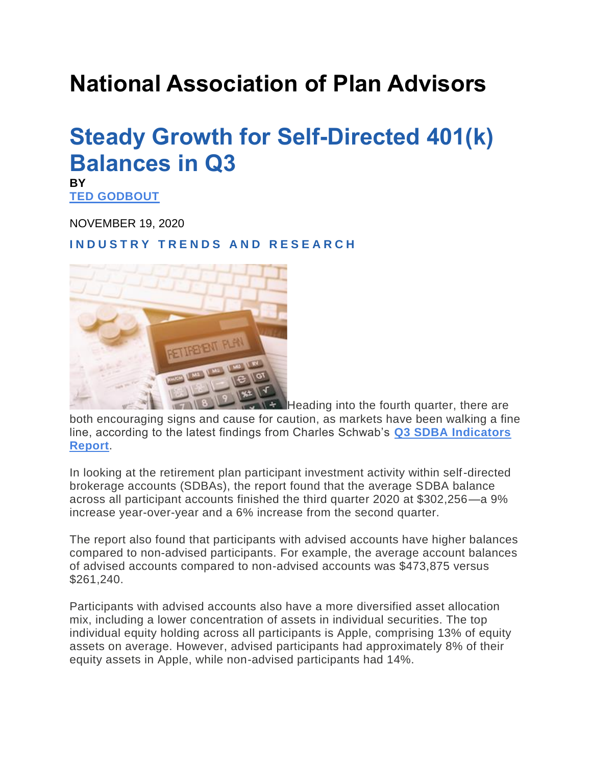# National Association of Plan Advisors

## Steady Growth for Self-Directed 401(k) Balances in Q3

**BY**
**TED GODBOUT**

NOVEMBER 19, 2020

**INDUSTRY TRENDS AND RESEARCH**

Heading into the fourth quarter, there are both encouraging signs and cause for caution, as markets have been walking a fine line, according to the latest findings from Charles Schwab's **Q3 SDBA Indicators Report**.

In looking at the retirement plan participant investment activity within self-directed brokerage accounts (SDBAs), the report found that the average SDBA balance across all participant accounts finished the third quarter 2020 at $302,256—a 9% increase year-over-year and a 6% increase from the second quarter.

The report also found that participants with advised accounts have higher balances compared to non-advised participants. For example, the average account balances of advised accounts compared to non-advised accounts was $473,875 versus $261,240.

Participants with advised accounts also have a more diversified asset allocation mix, including a lower concentration of assets in individual securities. The top individual equity holding across all participants is Apple, comprising 13% of equity assets on average. However, advised participants had approximately 8% of their equity assets in Apple, while non-advised participants had 14%.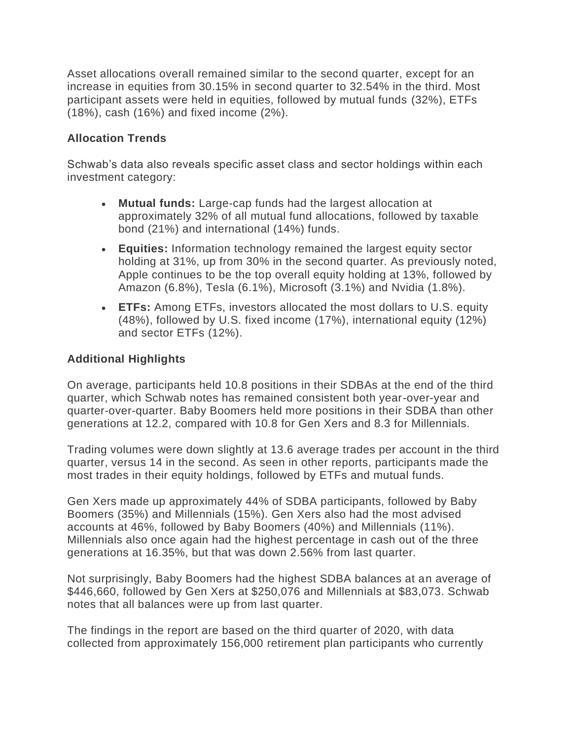Asset allocations overall remained similar to the second quarter, except for an increase in equities from 30.15% in second quarter to 32.54% in the third. Most participant assets were held in equities, followed by mutual funds (32%), ETFs (18%), cash (16%) and fixed income (2%).

### Allocation Trends

Schwab's data also reveals specific asset class and sector holdings within each investment category:

- **Mutual funds:** Large-cap funds had the largest allocation at approximately 32% of all mutual fund allocations, followed by taxable bond (21%) and international (14%) funds.
- **Equities:** Information technology remained the largest equity sector holding at 31%, up from 30% in the second quarter. As previously noted, Apple continues to be the top overall equity holding at 13%, followed by Amazon (6.8%), Tesla (6.1%), Microsoft (3.1%) and Nvidia (1.8%).
- **ETFs:** Among ETFs, investors allocated the most dollars to U.S. equity (48%), followed by U.S. fixed income (17%), international equity (12%) and sector ETFs (12%).

### Additional Highlights

On average, participants held 10.8 positions in their SDBAs at the end of the third quarter, which Schwab notes has remained consistent both year-over-year and quarter-over-quarter. Baby Boomers held more positions in their SDBA than other generations at 12.2, compared with 10.8 for Gen Xers and 8.3 for Millennials.

Trading volumes were down slightly at 13.6 average trades per account in the third quarter, versus 14 in the second. As seen in other reports, participants made the most trades in their equity holdings, followed by ETFs and mutual funds.

Gen Xers made up approximately 44% of SDBA participants, followed by Baby Boomers (35%) and Millennials (15%). Gen Xers also had the most advised accounts at 46%, followed by Baby Boomers (40%) and Millennials (11%). Millennials also once again had the highest percentage in cash out of the three generations at 16.35%, but that was down 2.56% from last quarter.

Not surprisingly, Baby Boomers had the highest SDBA balances at an average of $446,660, followed by Gen Xers at $250,076 and Millennials at $83,073. Schwab notes that all balances were up from last quarter.

The findings in the report are based on the third quarter of 2020, with data collected from approximately 156,000 retirement plan participants who currently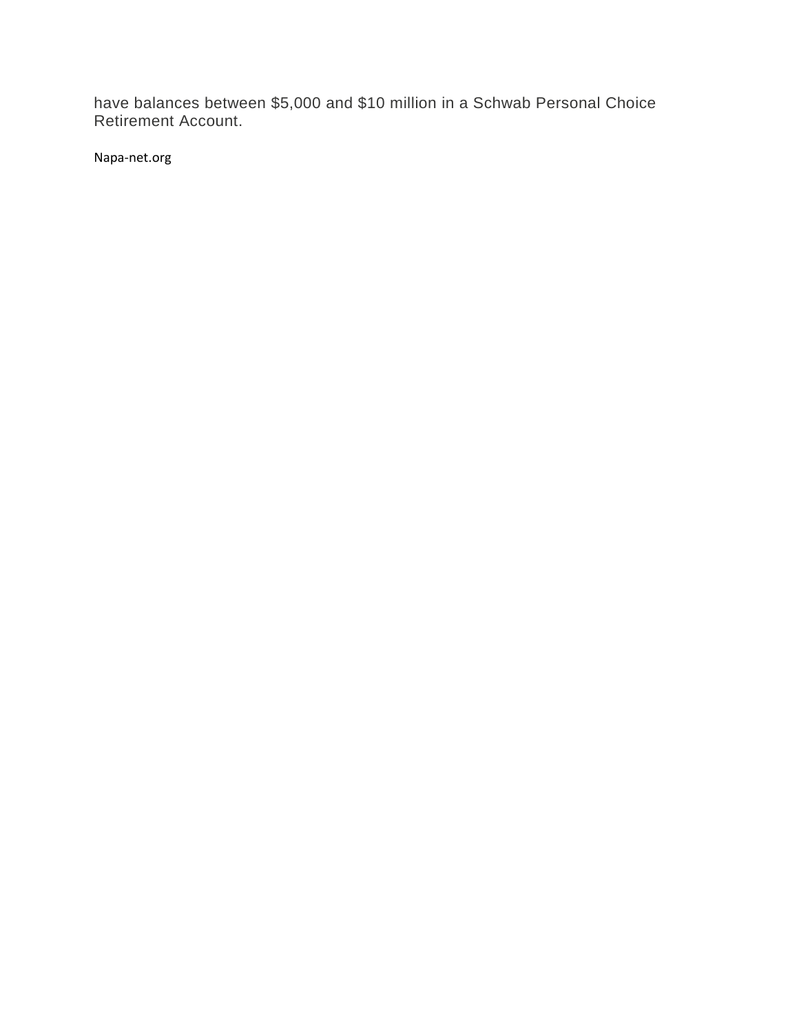have balances between $5,000 and $10 million in a Schwab Personal Choice Retirement Account.

Napa-net.org